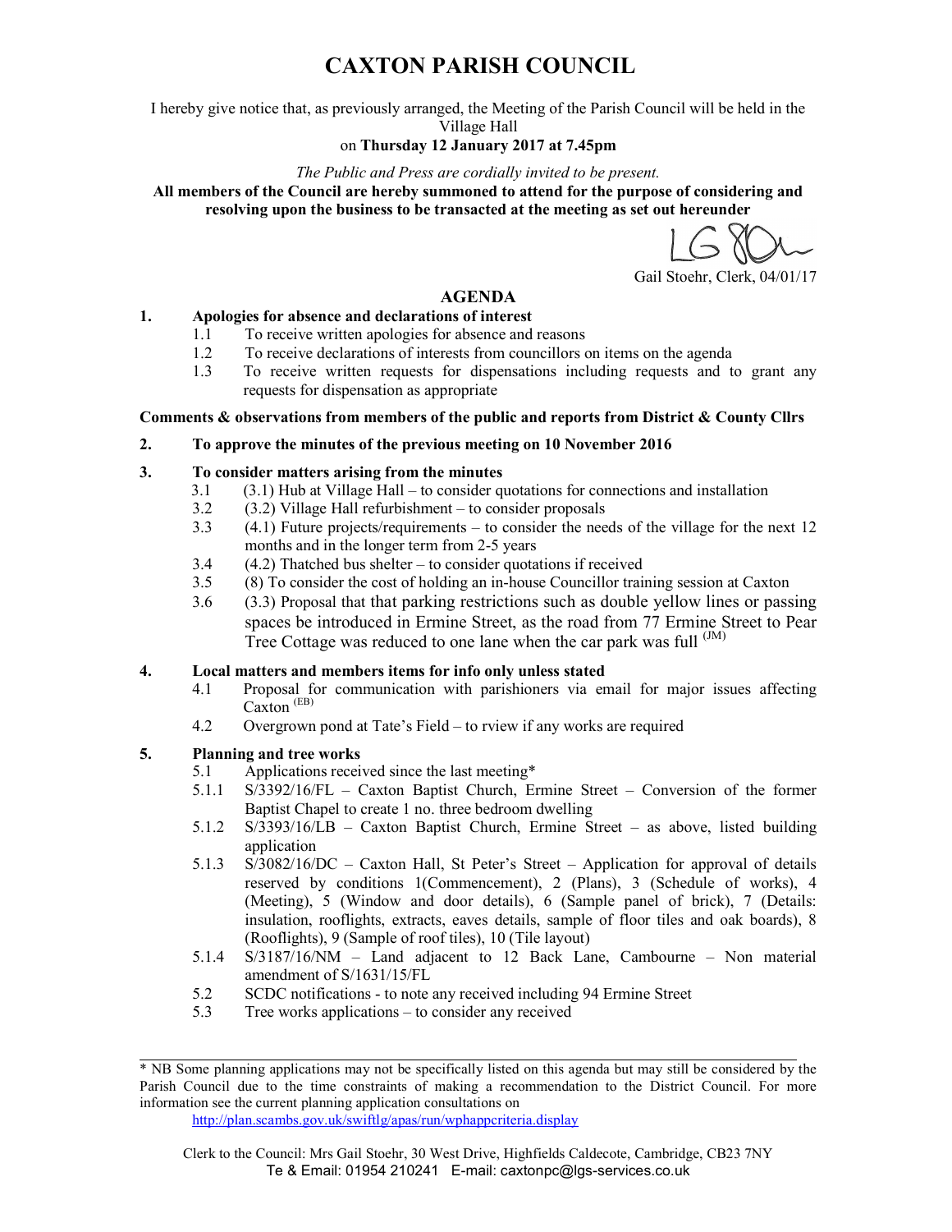# CAXTON PARISH COUNCIL

I hereby give notice that, as previously arranged, the Meeting of the Parish Council will be held in the Village Hall
on **Thursday 12 January 2017 at 7.45pm**

*The Public and Press are cordially invited to be present.*

**All members of the Council are hereby summoned to attend for the purpose of considering and resolving upon the business to be transacted at the meeting as set out hereunder**

LG 8Ou

Gail Stoehr, Clerk, 04/01/17

## AGENDA

**1. Apologies for absence and declarations of interest**

- 1.1 To receive written apologies for absence and reasons
- 1.2 To receive declarations of interests from councillors on items on the agenda
- 1.3 To receive written requests for dispensations including requests and to grant any requests for dispensation as appropriate

**Comments & observations from members of the public and reports from District & County Cllrs**

**2. To approve the minutes of the previous meeting on 10 November 2016**

**3. To consider matters arising from the minutes**

- 3.1 (3.1) Hub at Village Hall – to consider quotations for connections and installation
- 3.2 (3.2) Village Hall refurbishment – to consider proposals
- 3.3 (4.1) Future projects/requirements – to consider the needs of the village for the next 12 months and in the longer term from 2-5 years
- 3.4 (4.2) Thatched bus shelter – to consider quotations if received
- 3.5 (8) To consider the cost of holding an in-house Councillor training session at Caxton
- 3.6 (3.3) Proposal that that parking restrictions such as double yellow lines or passing spaces be introduced in Ermine Street, as the road from 77 Ermine Street to Pear Tree Cottage was reduced to one lane when the car park was full (JM)

**4. Local matters and members items for info only unless stated**

- 4.1 Proposal for communication with parishioners via email for major issues affecting Caxton (EB)
- 4.2 Overgrown pond at Tate's Field – to rview if any works are required

**5. Planning and tree works**

- 5.1 Applications received since the last meeting*
- 5.1.1 S/3392/16/FL – Caxton Baptist Church, Ermine Street – Conversion of the former Baptist Chapel to create 1 no. three bedroom dwelling
- 5.1.2 S/3393/16/LB – Caxton Baptist Church, Ermine Street – as above, listed building application
- 5.1.3 S/3082/16/DC – Caxton Hall, St Peter's Street – Application for approval of details reserved by conditions 1(Commencement), 2 (Plans), 3 (Schedule of works), 4 (Meeting), 5 (Window and door details), 6 (Sample panel of brick), 7 (Details: insulation, rooflights, extracts, eaves details, sample of floor tiles and oak boards), 8 (Rooflights), 9 (Sample of roof tiles), 10 (Tile layout)
- 5.1.4 S/3187/16/NM – Land adjacent to 12 Back Lane, Cambourne – Non material amendment of S/1631/15/FL
- 5.2 SCDC notifications - to note any received including 94 Ermine Street
- 5.3 Tree works applications – to consider any received

---

* NB Some planning applications may not be specifically listed on this agenda but may still be considered by the Parish Council due to the time constraints of making a recommendation to the District Council. For more information see the current planning application consultations on
http://plan.scambs.gov.uk/swiftlg/apas/run/wphappcriteria.display

Clerk to the Council: Mrs Gail Stoehr, 30 West Drive, Highfields Caldecote, Cambridge, CB23 7NY
Te & Email: 01954 210241 E-mail: caxtonpc@lgs-services.co.uk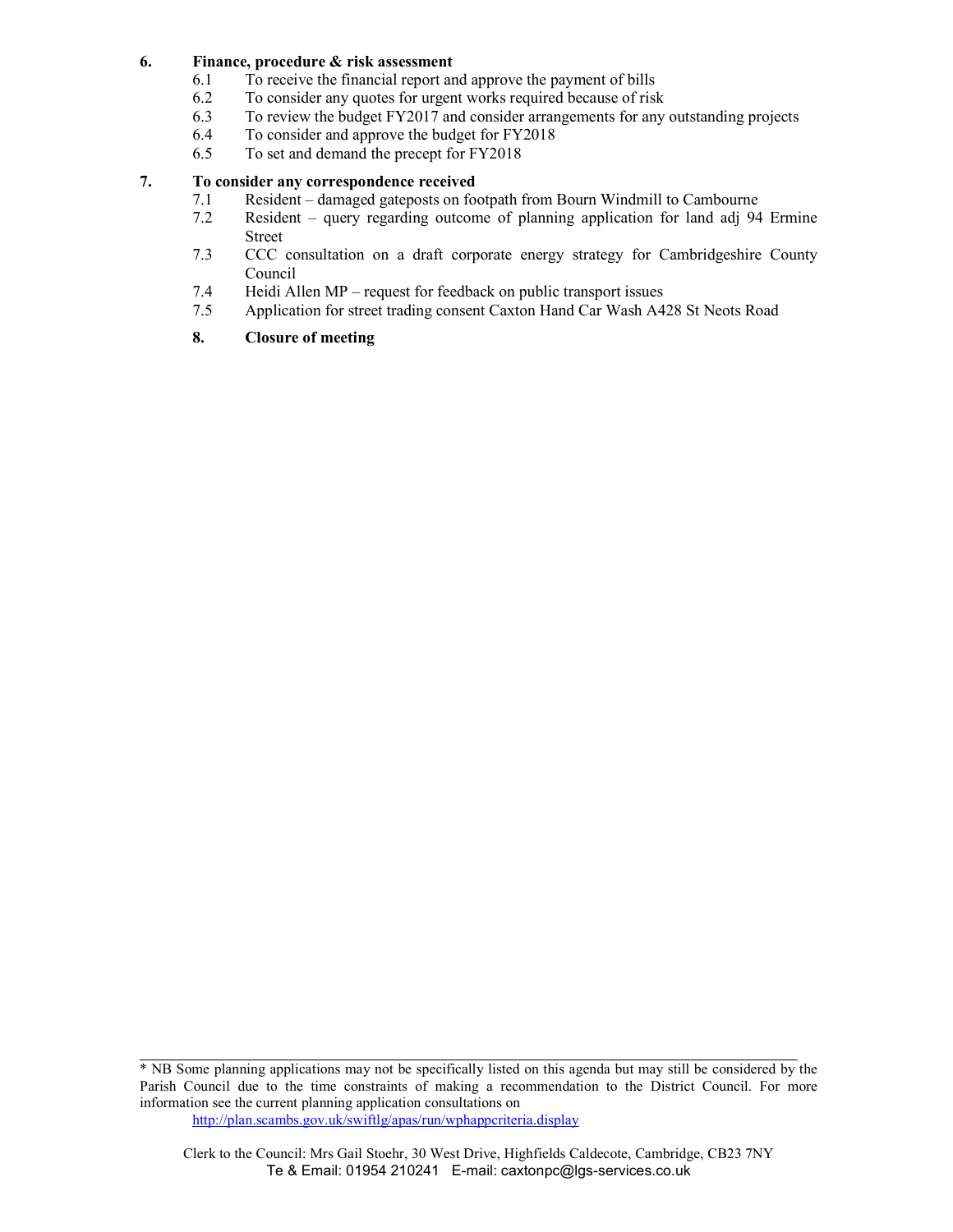**6. Finance, procedure & risk assessment**

6.1 To receive the financial report and approve the payment of bills
6.2 To consider any quotes for urgent works required because of risk
6.3 To review the budget FY2017 and consider arrangements for any outstanding projects
6.4 To consider and approve the budget for FY2018
6.5 To set and demand the precept for FY2018

**7. To consider any correspondence received**

7.1 Resident – damaged gateposts on footpath from Bourn Windmill to Cambourne
7.2 Resident – query regarding outcome of planning application for land adj 94 Ermine Street
7.3 CCC consultation on a draft corporate energy strategy for Cambridgeshire County Council
7.4 Heidi Allen MP – request for feedback on public transport issues
7.5 Application for street trading consent Caxton Hand Car Wash A428 St Neots Road

**8. Closure of meeting**

---

* NB Some planning applications may not be specifically listed on this agenda but may still be considered by the Parish Council due to the time constraints of making a recommendation to the District Council. For more information see the current planning application consultations on
http://plan.scambs.gov.uk/swiftlg/apas/run/wphappcriteria.display

Clerk to the Council: Mrs Gail Stoehr, 30 West Drive, Highfields Caldecote, Cambridge, CB23 7NY
Te & Email: 01954 210241 E-mail: caxtonpc@lgs-services.co.uk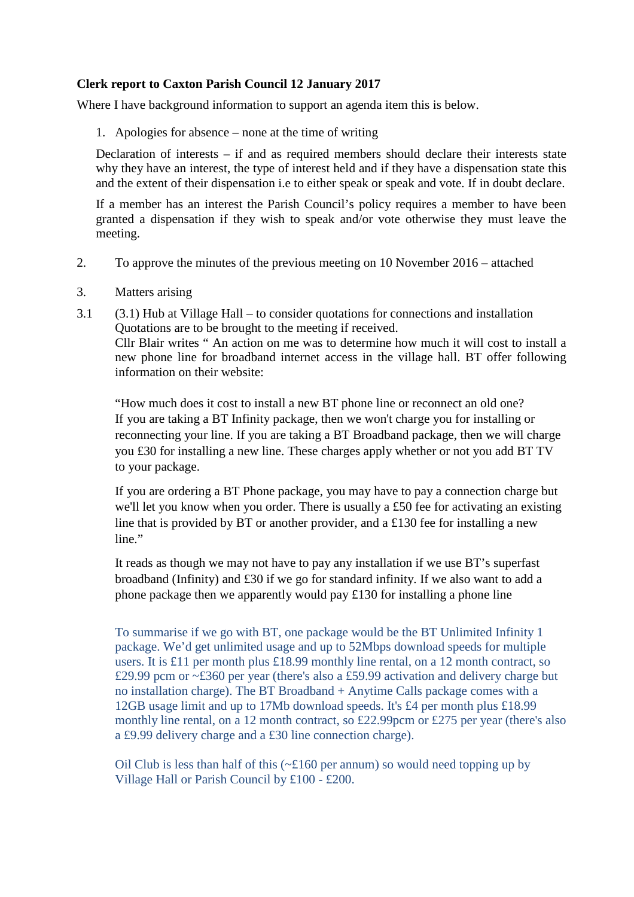**Clerk report to Caxton Parish Council 12 January 2017**

Where I have background information to support an agenda item this is below.

1. Apologies for absence – none at the time of writing

   Declaration of interests – if and as required members should declare their interests state why they have an interest, the type of interest held and if they have a dispensation state this and the extent of their dispensation i.e to either speak or speak and vote. If in doubt declare.

   If a member has an interest the Parish Council's policy requires a member to have been granted a dispensation if they wish to speak and/or vote otherwise they must leave the meeting.

2. To approve the minutes of the previous meeting on 10 November 2016 – attached

3. Matters arising

3.1 (3.1) Hub at Village Hall – to consider quotations for connections and installation Quotations are to be brought to the meeting if received.
Cllr Blair writes " An action on me was to determine how much it will cost to install a new phone line for broadband internet access in the village hall. BT offer following information on their website:

"How much does it cost to install a new BT phone line or reconnect an old one? If you are taking a BT Infinity package, then we won't charge you for installing or reconnecting your line. If you are taking a BT Broadband package, then we will charge you £30 for installing a new line. These charges apply whether or not you add BT TV to your package.

If you are ordering a BT Phone package, you may have to pay a connection charge but we'll let you know when you order. There is usually a £50 fee for activating an existing line that is provided by BT or another provider, and a £130 fee for installing a new line."

It reads as though we may not have to pay any installation if we use BT's superfast broadband (Infinity) and £30 if we go for standard infinity. If we also want to add a phone package then we apparently would pay £130 for installing a phone line

To summarise if we go with BT, one package would be the BT Unlimited Infinity 1 package. We'd get unlimited usage and up to 52Mbps download speeds for multiple users. It is £11 per month plus £18.99 monthly line rental, on a 12 month contract, so £29.99 pcm or ~£360 per year (there's also a £59.99 activation and delivery charge but no installation charge). The BT Broadband + Anytime Calls package comes with a 12GB usage limit and up to 17Mb download speeds. It's £4 per month plus £18.99 monthly line rental, on a 12 month contract, so £22.99pcm or £275 per year (there's also a £9.99 delivery charge and a £30 line connection charge).

Oil Club is less than half of this (~£160 per annum) so would need topping up by Village Hall or Parish Council by £100 - £200.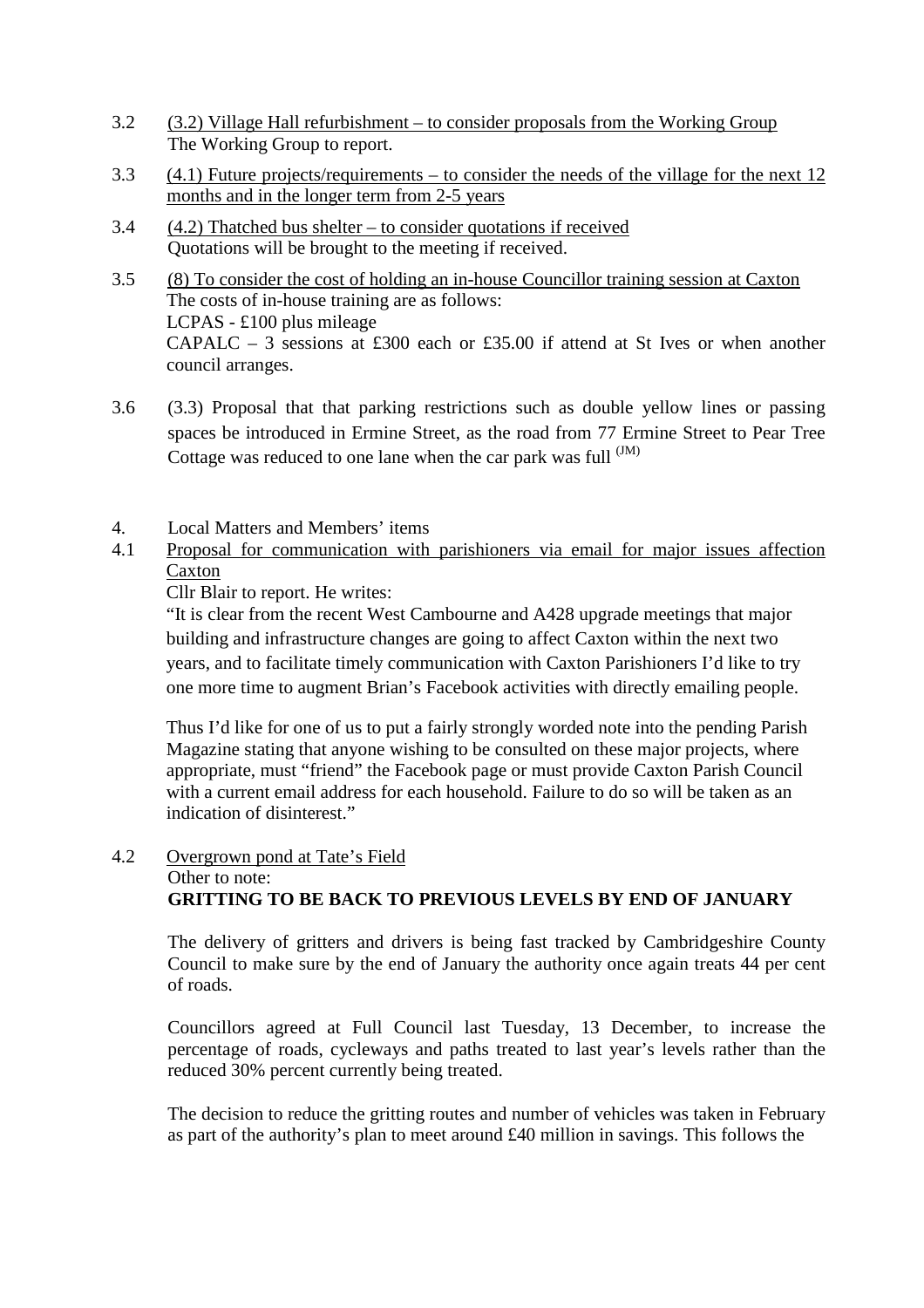3.2 <u>(3.2) Village Hall refurbishment – to consider proposals from the Working Group</u>
The Working Group to report.

3.3 <u>(4.1) Future projects/requirements – to consider the needs of the village for the next 12 months and in the longer term from 2-5 years</u>

3.4 <u>(4.2) Thatched bus shelter – to consider quotations if received</u>
Quotations will be brought to the meeting if received.

3.5 <u>(8) To consider the cost of holding an in-house Councillor training session at Caxton</u>
The costs of in-house training are as follows:
LCPAS - £100 plus mileage
CAPALC – 3 sessions at £300 each or £35.00 if attend at St Ives or when another council arranges.

3.6 (3.3) Proposal that that parking restrictions such as double yellow lines or passing spaces be introduced in Ermine Street, as the road from 77 Ermine Street to Pear Tree Cottage was reduced to one lane when the car park was full [(JM)]

4. Local Matters and Members' items

4.1 <u>Proposal for communication with parishioners via email for major issues affection Caxton</u>

Cllr Blair to report. He writes:

"It is clear from the recent West Cambourne and A428 upgrade meetings that major building and infrastructure changes are going to affect Caxton within the next two years, and to facilitate timely communication with Caxton Parishioners I'd like to try one more time to augment Brian's Facebook activities with directly emailing people.

Thus I'd like for one of us to put a fairly strongly worded note into the pending Parish Magazine stating that anyone wishing to be consulted on these major projects, where appropriate, must "friend" the Facebook page or must provide Caxton Parish Council with a current email address for each household. Failure to do so will be taken as an indication of disinterest."

4.2 <u>Overgrown pond at Tate's Field</u>

Other to note:

**GRITTING TO BE BACK TO PREVIOUS LEVELS BY END OF JANUARY**

The delivery of gritters and drivers is being fast tracked by Cambridgeshire County Council to make sure by the end of January the authority once again treats 44 per cent of roads.

Councillors agreed at Full Council last Tuesday, 13 December, to increase the percentage of roads, cycleways and paths treated to last year's levels rather than the reduced 30% percent currently being treated.

The decision to reduce the gritting routes and number of vehicles was taken in February as part of the authority's plan to meet around £40 million in savings. This follows the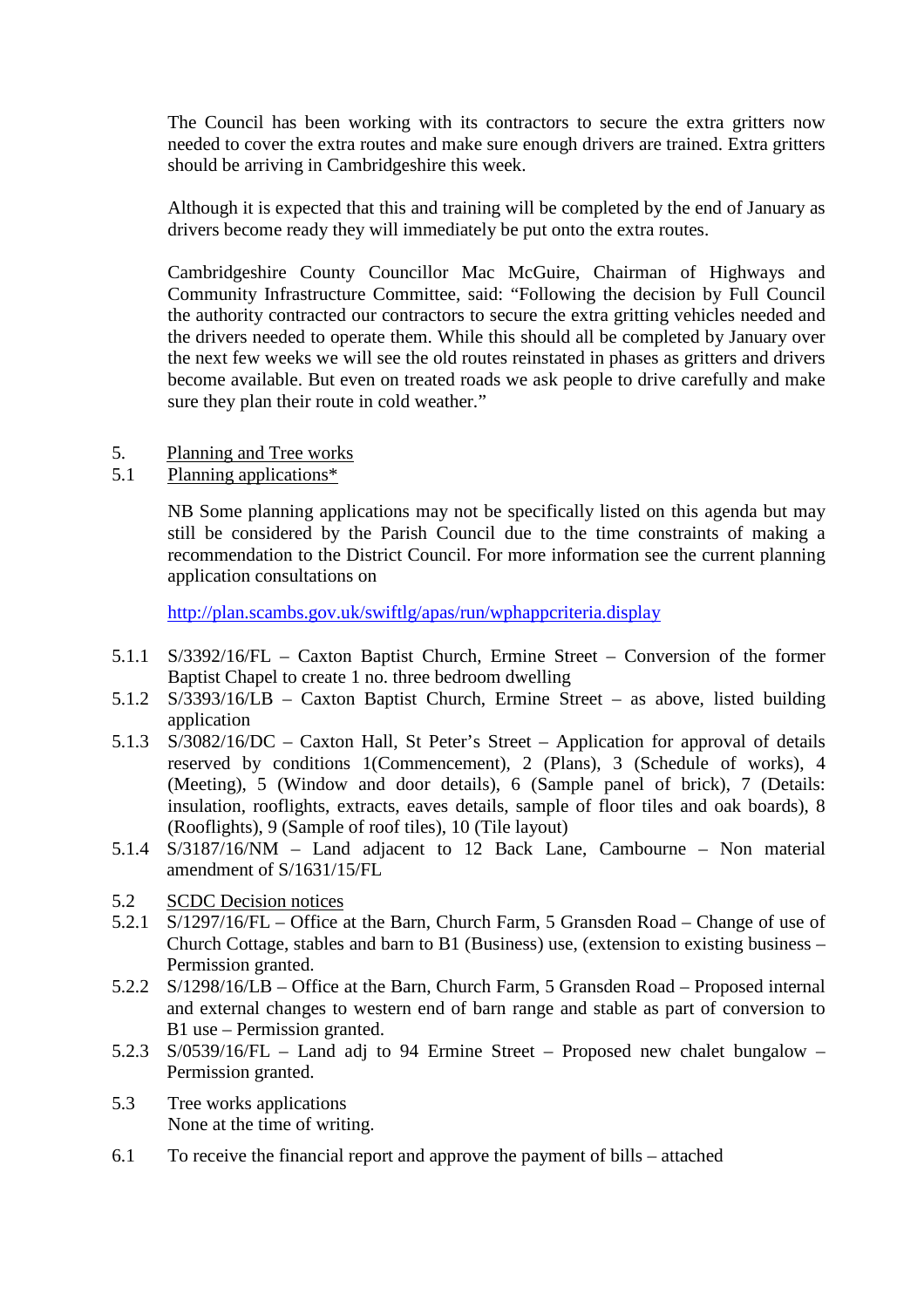The Council has been working with its contractors to secure the extra gritters now needed to cover the extra routes and make sure enough drivers are trained. Extra gritters should be arriving in Cambridgeshire this week.

Although it is expected that this and training will be completed by the end of January as drivers become ready they will immediately be put onto the extra routes.

Cambridgeshire County Councillor Mac McGuire, Chairman of Highways and Community Infrastructure Committee, said: "Following the decision by Full Council the authority contracted our contractors to secure the extra gritting vehicles needed and the drivers needed to operate them. While this should all be completed by January over the next few weeks we will see the old routes reinstated in phases as gritters and drivers become available. But even on treated roads we ask people to drive carefully and make sure they plan their route in cold weather."

5. Planning and Tree works

5.1 Planning applications*

NB Some planning applications may not be specifically listed on this agenda but may still be considered by the Parish Council due to the time constraints of making a recommendation to the District Council. For more information see the current planning application consultations on

http://plan.scambs.gov.uk/swiftlg/apas/run/wphappcriteria.display

5.1.1 S/3392/16/FL – Caxton Baptist Church, Ermine Street – Conversion of the former Baptist Chapel to create 1 no. three bedroom dwelling

5.1.2 S/3393/16/LB – Caxton Baptist Church, Ermine Street – as above, listed building application

5.1.3 S/3082/16/DC – Caxton Hall, St Peter's Street – Application for approval of details reserved by conditions 1(Commencement), 2 (Plans), 3 (Schedule of works), 4 (Meeting), 5 (Window and door details), 6 (Sample panel of brick), 7 (Details: insulation, rooflights, extracts, eaves details, sample of floor tiles and oak boards), 8 (Rooflights), 9 (Sample of roof tiles), 10 (Tile layout)

5.1.4 S/3187/16/NM – Land adjacent to 12 Back Lane, Cambourne – Non material amendment of S/1631/15/FL

5.2 SCDC Decision notices

5.2.1 S/1297/16/FL – Office at the Barn, Church Farm, 5 Gransden Road – Change of use of Church Cottage, stables and barn to B1 (Business) use, (extension to existing business – Permission granted.

5.2.2 S/1298/16/LB – Office at the Barn, Church Farm, 5 Gransden Road – Proposed internal and external changes to western end of barn range and stable as part of conversion to B1 use – Permission granted.

5.2.3 S/0539/16/FL – Land adj to 94 Ermine Street – Proposed new chalet bungalow – Permission granted.

5.3 Tree works applications
None at the time of writing.

6.1 To receive the financial report and approve the payment of bills – attached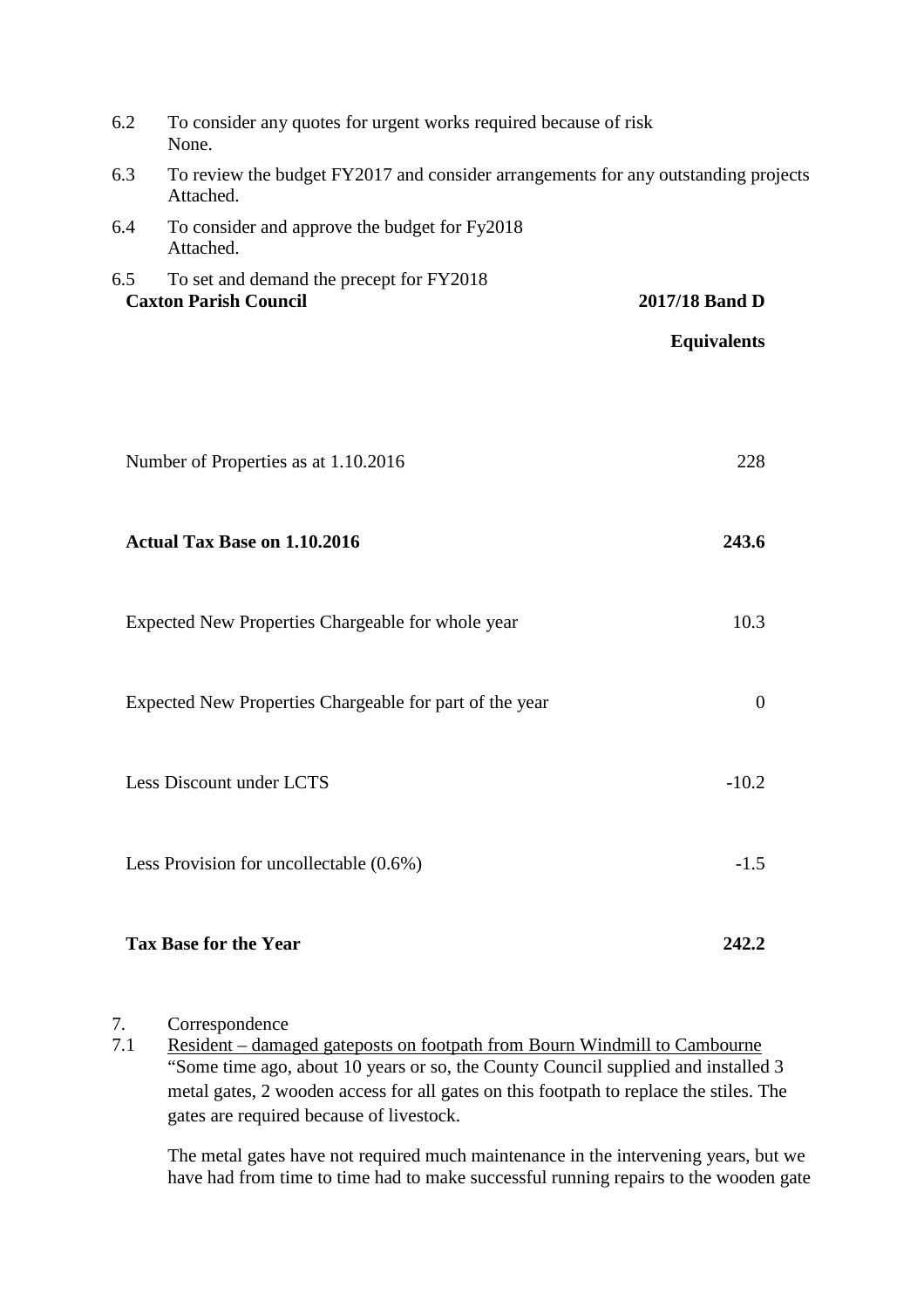6.2 To consider any quotes for urgent works required because of risk
None.

6.3 To review the budget FY2017 and consider arrangements for any outstanding projects
Attached.

6.4 To consider and approve the budget for Fy2018
Attached.

6.5 To set and demand the precept for FY2018

| **Caxton Parish Council** | **2017/18 Band D Equivalents** |
|---|---|
| Number of Properties as at 1.10.2016 | 228 |
| **Actual Tax Base on 1.10.2016** | **243.6** |
| Expected New Properties Chargeable for whole year | 10.3 |
| Expected New Properties Chargeable for part of the year | 0 |
| Less Discount under LCTS | -10.2 |
| Less Provision for uncollectable (0.6%) | -1.5 |
| **Tax Base for the Year** | **242.2** |

7. Correspondence

7.1 Resident – damaged gateposts on footpath from Bourn Windmill to Cambourne

"Some time ago, about 10 years or so, the County Council supplied and installed 3 metal gates, 2 wooden access for all gates on this footpath to replace the stiles. The gates are required because of livestock.

The metal gates have not required much maintenance in the intervening years, but we have had from time to time had to make successful running repairs to the wooden gate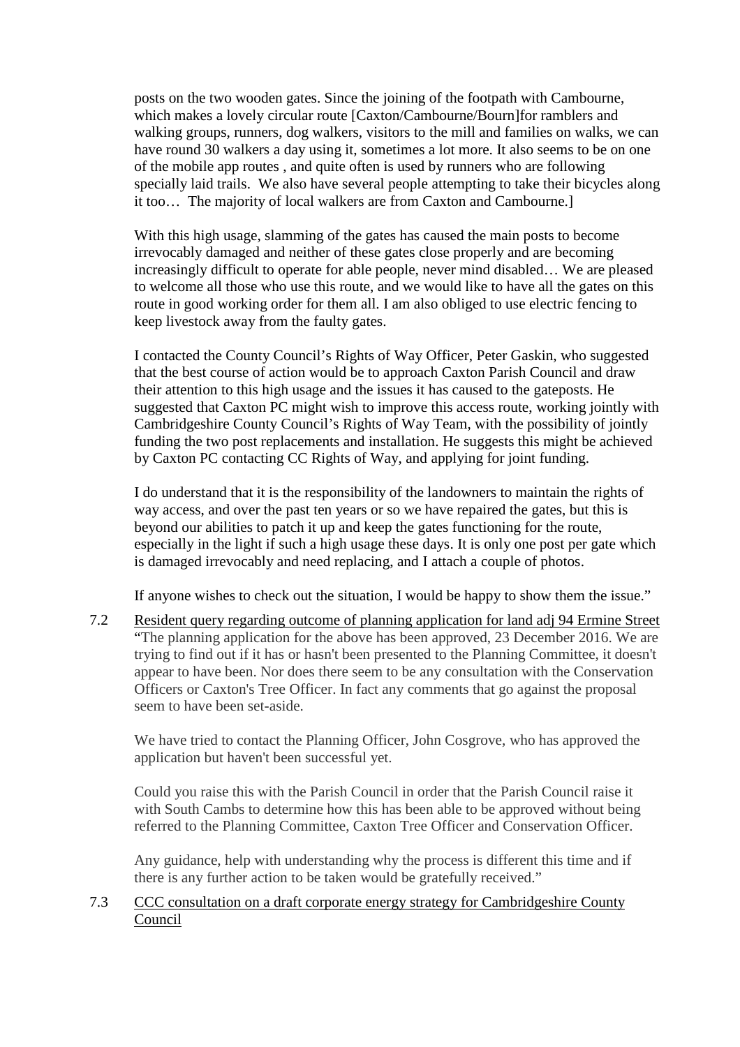posts on the two wooden gates. Since the joining of the footpath with Cambourne, which makes a lovely circular route [Caxton/Cambourne/Bourn]for ramblers and walking groups, runners, dog walkers, visitors to the mill and families on walks, we can have round 30 walkers a day using it, sometimes a lot more. It also seems to be on one of the mobile app routes , and quite often is used by runners who are following specially laid trails. We also have several people attempting to take their bicycles along it too… The majority of local walkers are from Caxton and Cambourne.]

With this high usage, slamming of the gates has caused the main posts to become irrevocably damaged and neither of these gates close properly and are becoming increasingly difficult to operate for able people, never mind disabled… We are pleased to welcome all those who use this route, and we would like to have all the gates on this route in good working order for them all. I am also obliged to use electric fencing to keep livestock away from the faulty gates.

I contacted the County Council's Rights of Way Officer, Peter Gaskin, who suggested that the best course of action would be to approach Caxton Parish Council and draw their attention to this high usage and the issues it has caused to the gateposts. He suggested that Caxton PC might wish to improve this access route, working jointly with Cambridgeshire County Council's Rights of Way Team, with the possibility of jointly funding the two post replacements and installation. He suggests this might be achieved by Caxton PC contacting CC Rights of Way, and applying for joint funding.

I do understand that it is the responsibility of the landowners to maintain the rights of way access, and over the past ten years or so we have repaired the gates, but this is beyond our abilities to patch it up and keep the gates functioning for the route, especially in the light if such a high usage these days. It is only one post per gate which is damaged irrevocably and need replacing, and I attach a couple of photos.

If anyone wishes to check out the situation, I would be happy to show them the issue."

7.2 Resident query regarding outcome of planning application for land adj 94 Ermine Street

"The planning application for the above has been approved, 23 December 2016. We are trying to find out if it has or hasn't been presented to the Planning Committee, it doesn't appear to have been. Nor does there seem to be any consultation with the Conservation Officers or Caxton's Tree Officer. In fact any comments that go against the proposal seem to have been set-aside.

We have tried to contact the Planning Officer, John Cosgrove, who has approved the application but haven't been successful yet.

Could you raise this with the Parish Council in order that the Parish Council raise it with South Cambs to determine how this has been able to be approved without being referred to the Planning Committee, Caxton Tree Officer and Conservation Officer.

Any guidance, help with understanding why the process is different this time and if there is any further action to be taken would be gratefully received."

7.3 CCC consultation on a draft corporate energy strategy for Cambridgeshire County Council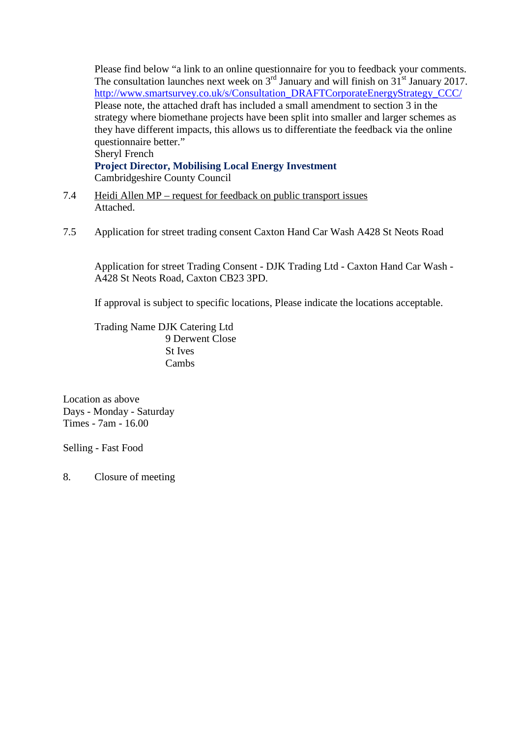Please find below “a link to an online questionnaire for you to feedback your comments. The consultation launches next week on 3rd January and will finish on 31st January 2017. http://www.smartsurvey.co.uk/s/Consultation_DRAFTCorporateEnergyStrategy_CCC/
Please note, the attached draft has included a small amendment to section 3 in the strategy where biomethane projects have been split into smaller and larger schemes as they have different impacts, this allows us to differentiate the feedback via the online questionnaire better.”
Sheryl French
**Project Director, Mobilising Local Energy Investment**
Cambridgeshire County Council

7.4 Heidi Allen MP – request for feedback on public transport issues
Attached.

7.5 Application for street trading consent Caxton Hand Car Wash A428 St Neots Road

Application for street Trading Consent - DJK Trading Ltd - Caxton Hand Car Wash - A428 St Neots Road, Caxton CB23 3PD.

If approval is subject to specific locations, Please indicate the locations acceptable.

Trading Name DJK Catering Ltd
9 Derwent Close
St Ives
Cambs

Location as above
Days - Monday - Saturday
Times - 7am - 16.00

Selling - Fast Food

8. Closure of meeting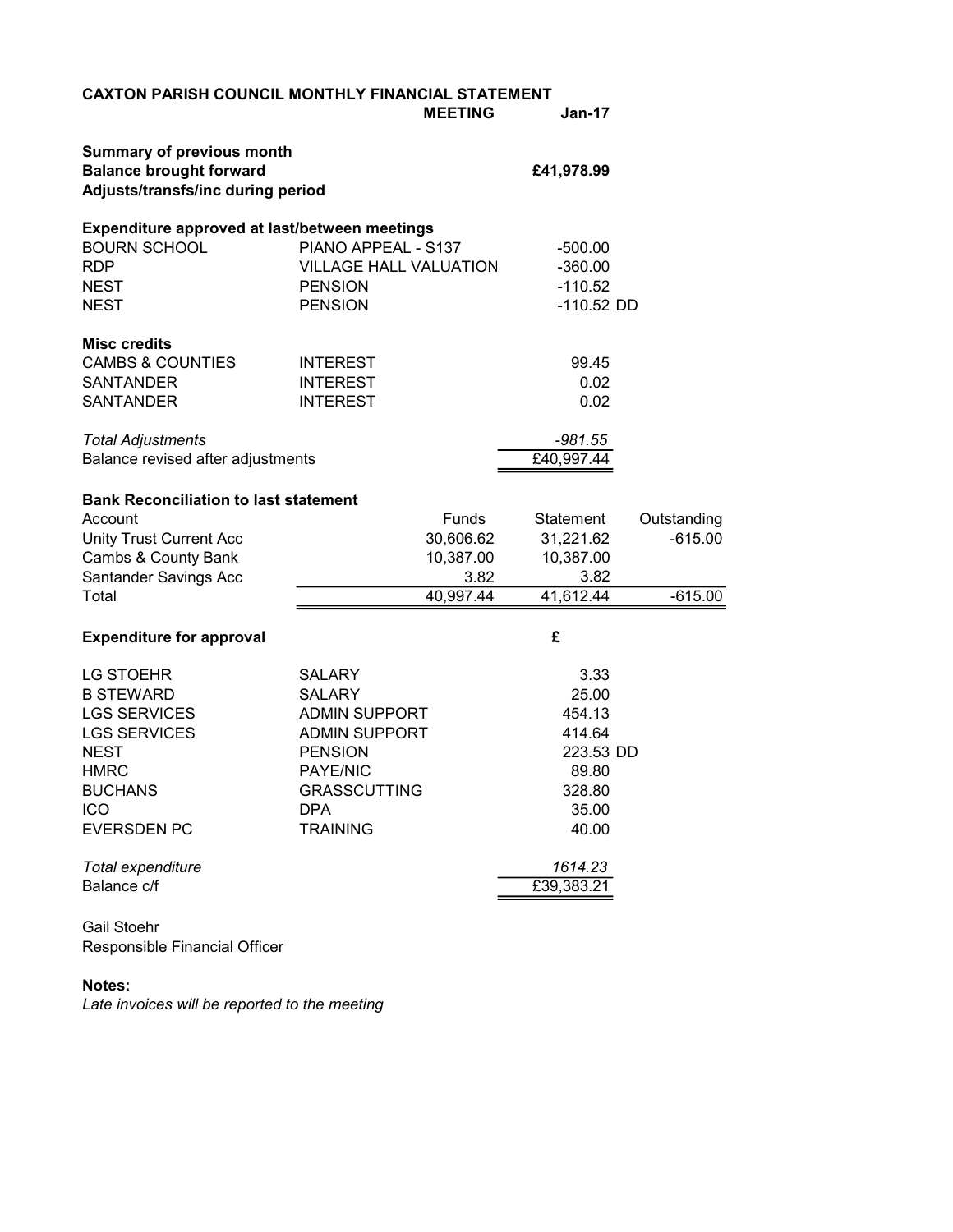**CAXTON PARISH COUNCIL MONTHLY FINANCIAL STATEMENT**

**MEETING Jan-17**

**Summary of previous month**

**Balance brought forward £41,978.99**

**Adjusts/transfs/inc during period**

**Expenditure approved at last/between meetings**

| | | |
|---|---|---|
| BOURN SCHOOL | PIANO APPEAL - S137 | -500.00 |
| RDP | VILLAGE HALL VALUATION | -360.00 |
| NEST | PENSION | -110.52 |
| NEST | PENSION | -110.52 DD |

**Misc credits**

| | | |
|---|---|---|
| CAMBS & COUNTIES | INTEREST | 99.45 |
| SANTANDER | INTEREST | 0.02 |
| SANTANDER | INTEREST | 0.02 |

| | |
|---|---|
| *Total Adjustments* | *-981.55* |
| Balance revised after adjustments | £40,997.44 |

**Bank Reconciliation to last statement**

| Account | Funds | Statement | Outstanding |
|---|---|---|---|
| Unity Trust Current Acc | 30,606.62 | 31,221.62 | -615.00 |
| Cambs & County Bank | 10,387.00 | 10,387.00 | |
| Santander Savings Acc | 3.82 | 3.82 | |
| Total | 40,997.44 | 41,612.44 | -615.00 |

**Expenditure for approval**

| | | £ |
|---|---|---|
| LG STOEHR | SALARY | 3.33 |
| B STEWARD | SALARY | 25.00 |
| LGS SERVICES | ADMIN SUPPORT | 454.13 |
| LGS SERVICES | ADMIN SUPPORT | 414.64 |
| NEST | PENSION | 223.53 DD |
| HMRC | PAYE/NIC | 89.80 |
| BUCHANS | GRASSCUTTING | 328.80 |
| ICO | DPA | 35.00 |
| EVERSDEN PC | TRAINING | 40.00 |

| | |
|---|---|
| *Total expenditure* | *1614.23* |
| Balance c/f | £39,383.21 |

Gail Stoehr
Responsible Financial Officer

**Notes:**

*Late invoices will be reported to the meeting*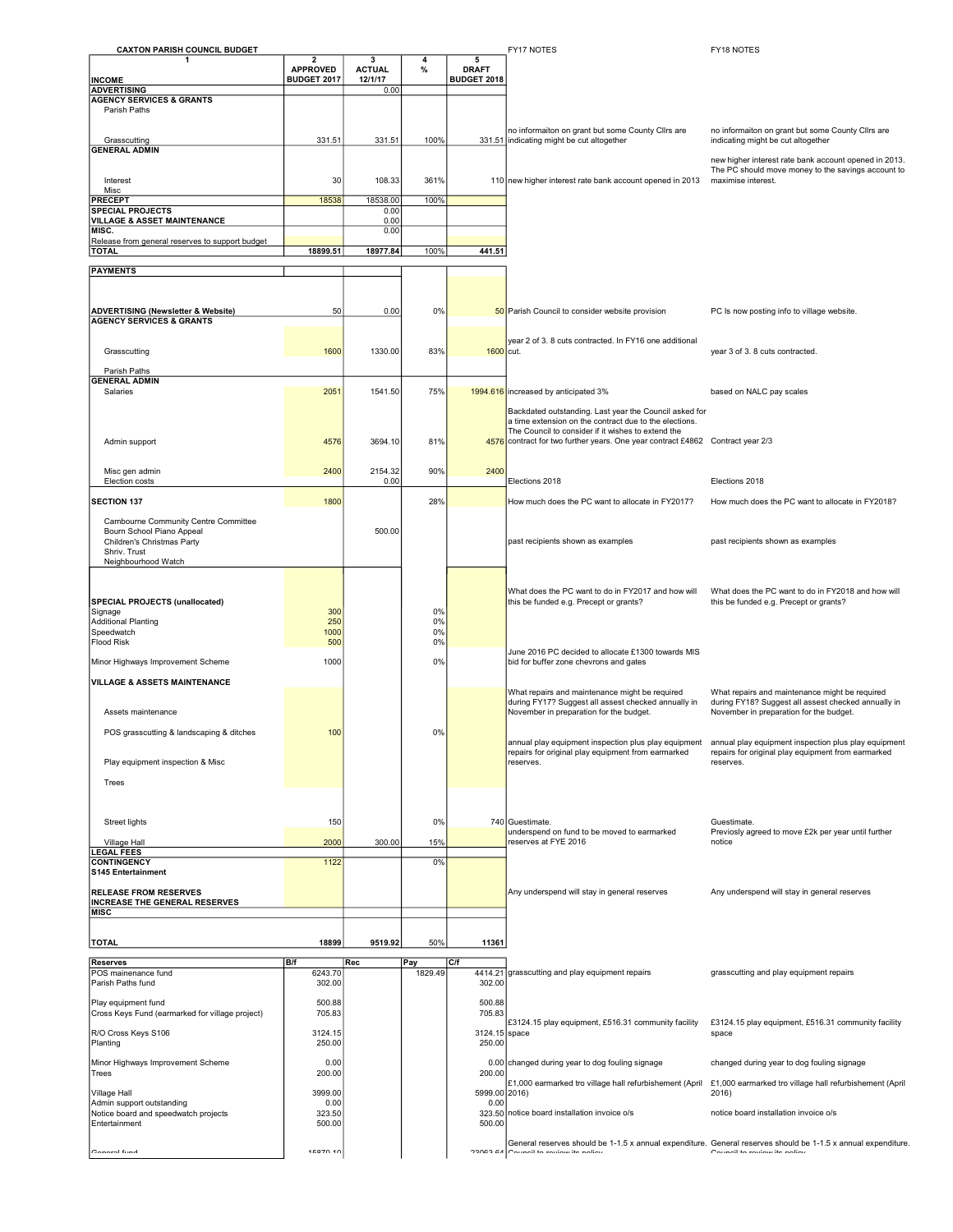**CAXTON PARISH COUNCIL BUDGET**

| 1 | 2 | 3 | 4 | 5 | | |
|---|---|---|---|---|---|---|
| **INCOME** | **APPROVED BUDGET 2017** | **ACTUAL 12/1/17** | **%** | **DRAFT BUDGET 2018** | FY17 NOTES | FY18 NOTES |
| **ADVERTISING** | | 0.00 | | | | |
| **AGENCY SERVICES & GRANTS** | | | | | | |
| Parish Paths | | | | | | |
| Grasscutting | 331.51 | 331.51 | 100% | 331.51 | no informaiton on grant but some County Cllrs are indicating might be cut altogether | no informaiton on grant but some County Cllrs are indicating might be cut altogether |
| **GENERAL ADMIN** | | | | | | |
| Interest | 30 | 108.33 | 361% | 110 | new higher interest rate bank account opened in 2013 | new higher interest rate bank account opened in 2013. The PC should move money to the savings account to maximise interest. |
| Misc | | | | | | |
| **PRECEPT** | 18538 | 18538.00 | 100% | | | |
| **SPECIAL PROJECTS** | | 0.00 | | | | |
| **VILLAGE & ASSET MAINTENANCE** | | 0.00 | | | | |
| **MISC.** | | 0.00 | | | | |
| Release from general reserves to support budget | | | | | | |
| **TOTAL** | **18899.51** | **18977.84** | **100%** | **441.51** | | |

| **PAYMENTS** | | | | | | |
|---|---|---|---|---|---|---|
| **ADVERTISING (Newsletter & Website)** | 50 | 0.00 | 0% | 50 | Parish Council to consider website provision | PC Is now posting info to village website. |
| **AGENCY SERVICES & GRANTS** | | | | | | |
| Grasscutting | 1600 | 1330.00 | 83% | 1600 | year 2 of 3. 8 cuts contracted. In FY16 one additional cut. | year 3 of 3. 8 cuts contracted. |
| Parish Paths | | | | | | |
| **GENERAL ADMIN** | | | | | | |
| Salaries | 2051 | 1541.50 | 75% | 1994.616 | increased by anticipated 3% | based on NALC pay scales |
| Admin support | 4576 | 3694.10 | 81% | 4576 | Backdated outstanding. Last year the Council asked for a time extension on the contract due to the elections. The Council to consider if it wishes to extend the contract for two further years. One year contract £4862 | Contract year 2/3 |
| Misc gen admin | 2400 | 2154.32 | 90% | 2400 | | |
| Election costs | | 0.00 | | | Elections 2018 | Elections 2018 |
| **SECTION 137** | 1800 | | 28% | | How much does the PC want to allocate in FY2017? | How much does the PC want to allocate in FY2018? |
| Cambourne Community Centre Committee | | | | | | |
| Bourn School Piano Appeal | | 500.00 | | | | |
| Children's Christmas Party | | | | | past recipients shown as examples | past recipients shown as examples |
| Shriv. Trust | | | | | | |
| Neighbourhood Watch | | | | | | |
| **SPECIAL PROJECTS (unallocated)** | | | | | What does the PC want to do in FY2017 and how will this be funded e.g. Precept or grants? | What does the PC want to do in FY2018 and how will this be funded e.g. Precept or grants? |
| Signage | 300 | | 0% | | | |
| Additional Planting | 250 | | 0% | | | |
| Speedwatch | 1000 | | 0% | | | |
| Flood Risk | 500 | | 0% | | | |
| Minor Highways Improvement Scheme | 1000 | | 0% | | June 2016 PC decided to allocate £1300 towards MIS bid for buffer zone chevrons and gates | |
| **VILLAGE & ASSETS MAINTENANCE** | | | | | | |
| Assets maintenance | | | | | What repairs and maintenance might be required during FY17? Suggest all assest checked annually in November in preparation for the budget. | What repairs and maintenance might be required during FY18? Suggest all assest checked annually in November in preparation for the budget. |
| POS grasscutting & landscaping & ditches | 100 | | 0% | | | |
| Play equipment inspection & Misc | | | | | annual play equipment inspection plus play equipment repairs for original play equipment from earmarked reserves. | annual play equipment inspection plus play equipment repairs for original play equipment from earmarked reserves. |
| Trees | | | | | | |
| Street lights | 150 | | 0% | 740 | Guestimate. | Guestimate. |
| Village Hall | 2000 | 300.00 | 15% | | underspend on fund to be moved to earmarked reserves at FYE 2016 | Previosly agreed to move £2k per year until further notice |
| **LEGAL FEES** | | | | | | |
| **CONTINGENCY** | 1122 | | 0% | | | |
| **S145 Entertainment** | | | | | | |
| **RELEASE FROM RESERVES** | | | | | Any underspend will stay in general reserves | Any underspend will stay in general reserves |
| **INCREASE THE GENERAL RESERVES** | | | | | | |
| **MISC** | | | | | | |
| **TOTAL** | **18899** | **9519.92** | **50%** | **11361** | | |

| **Reserves** | **B/f** | **Rec** | **Pay** | **C/f** | | |
|---|---|---|---|---|---|---|
| POS mainenance fund | 6243.70 | | 1829.49 | 4414.21 | grasscutting and play equipment repairs | grasscutting and play equipment repairs |
| Parish Paths fund | 302.00 | | | 302.00 | | |
| Play equipment fund | 500.88 | | | 500.88 | | |
| Cross Keys Fund (earmarked for village project) | 705.83 | | | 705.83 | | |
| R/O Cross Keys S106 | 3124.15 | | | 3124.15 | £3124.15 play equipment, £516.31 community facility space | £3124.15 play equipment, £516.31 community facility space |
| Planting | 250.00 | | | 250.00 | | |
| Minor Highways Improvement Scheme | 0.00 | | | 0.00 | changed during year to dog fouling signage | changed during year to dog fouling signage |
| Trees | 200.00 | | | 200.00 | | |
| Village Hall | 3999.00 | | | 5999.00 | £1,000 earmarked tro village hall refurbishement (April 2016) | £1,000 earmarked tro village hall refurbishement (April 2016) |
| Admin support outstanding | 0.00 | | | 0.00 | | |
| Notice board and speedwatch projects | 323.50 | | | 323.50 | notice board installation invoice o/s | notice board installation invoice o/s |
| Entertainment | 500.00 | | | 500.00 | | |
| General fund | 15870.10 | | | 23063.64 | General reserves should be 1-1.5 x annual expenditure. Council to review its policy | General reserves should be 1-1.5 x annual expenditure. Council to review its policy |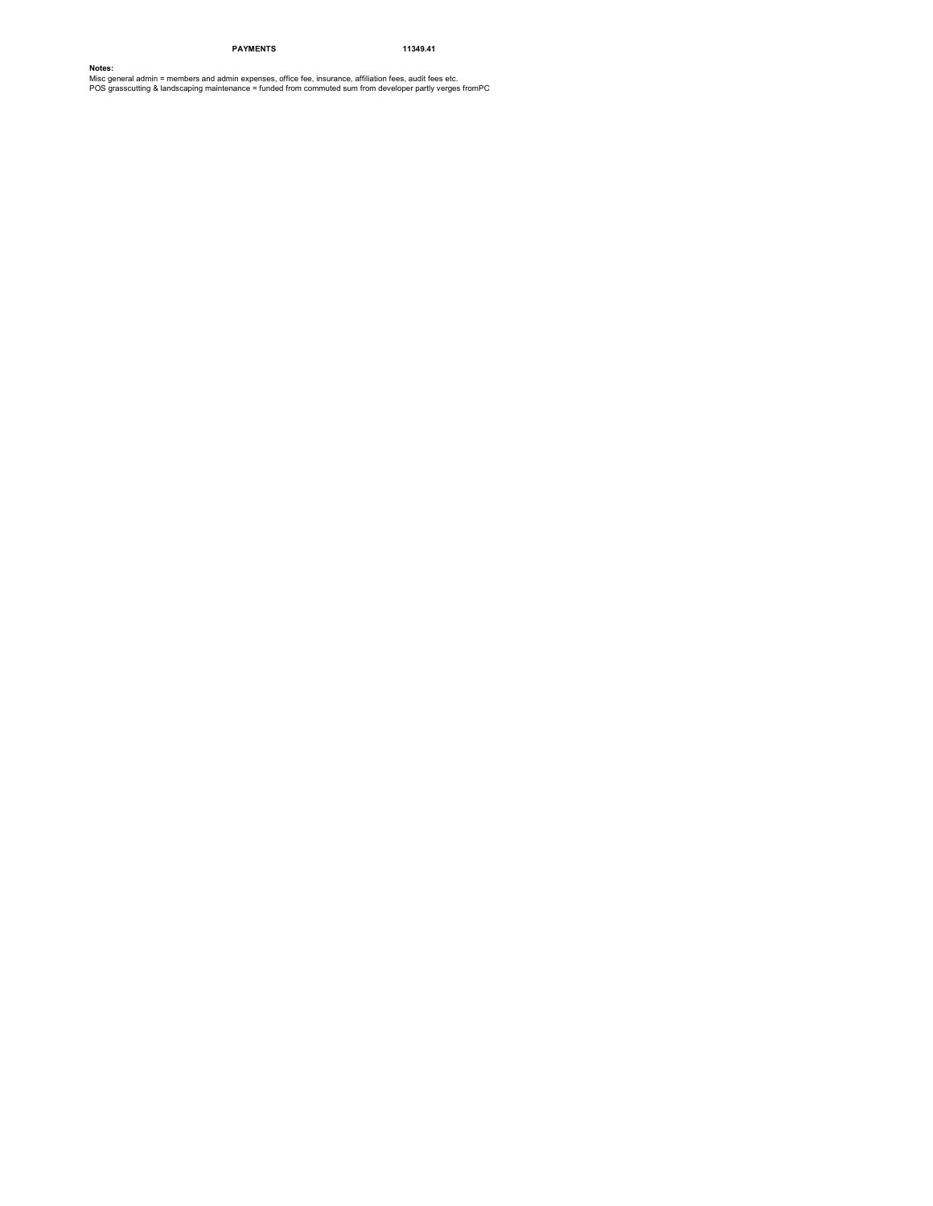| PAYMENTS | 11349.41 |
| --- | --- |

**Notes:**

Misc general admin = members and admin expenses, office fee, insurance, affiliation fees, audit fees etc.
POS grasscutting & landscaping maintenance = funded from commuted sum from developer partly verges fromPC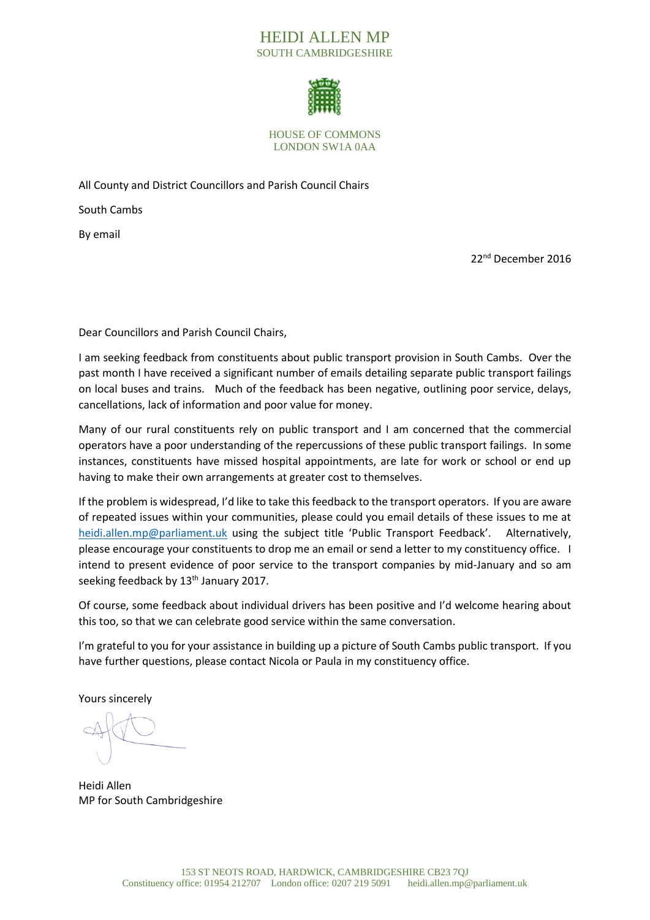# HEIDI ALLEN MP
SOUTH CAMBRIDGESHIRE

HOUSE OF COMMONS
LONDON SW1A 0AA

All County and District Councillors and Parish Council Chairs

South Cambs

By email

22nd December 2016

Dear Councillors and Parish Council Chairs,

I am seeking feedback from constituents about public transport provision in South Cambs. Over the past month I have received a significant number of emails detailing separate public transport failings on local buses and trains. Much of the feedback has been negative, outlining poor service, delays, cancellations, lack of information and poor value for money.

Many of our rural constituents rely on public transport and I am concerned that the commercial operators have a poor understanding of the repercussions of these public transport failings. In some instances, constituents have missed hospital appointments, are late for work or school or end up having to make their own arrangements at greater cost to themselves.

If the problem is widespread, I'd like to take this feedback to the transport operators. If you are aware of repeated issues within your communities, please could you email details of these issues to me at heidi.allen.mp@parliament.uk using the subject title 'Public Transport Feedback'. Alternatively, please encourage your constituents to drop me an email or send a letter to my constituency office. I intend to present evidence of poor service to the transport companies by mid-January and so am seeking feedback by 13th January 2017.

Of course, some feedback about individual drivers has been positive and I'd welcome hearing about this too, so that we can celebrate good service within the same conversation.

I'm grateful to you for your assistance in building up a picture of South Cambs public transport. If you have further questions, please contact Nicola or Paula in my constituency office.

Yours sincerely

Heidi Allen
MP for South Cambridgeshire

153 ST NEOTS ROAD, HARDWICK, CAMBRIDGESHIRE CB23 7QJ
Constituency office: 01954 212707 London office: 0207 219 5091 heidi.allen.mp@parliament.uk